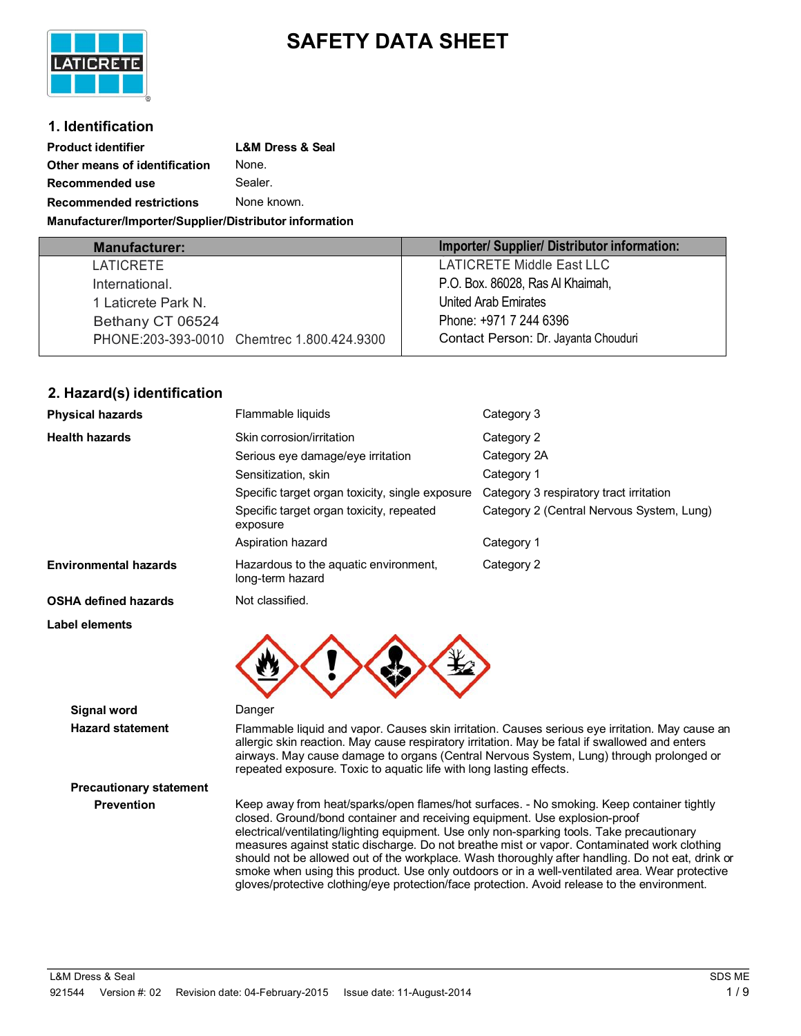# SAFETY DATA SHEET

## 1. Identification

**Product identifier** — **L&M Dress & Seal**

**Other means of identification** — None.

**Recommended use** — Sealer.

**Recommended restrictions** — None known.

**Manufacturer/Importer/Supplier/Distributor information**

| Manufacturer: | Importer/ Supplier/ Distributor information: |
|---|---|
| LATICRETE<br>International.<br>1 Laticrete Park N.<br>Bethany CT 06524<br>PHONE:203-393-0010 Chemtrec 1.800.424.9300 | LATICRETE Middle East LLC<br>P.O. Box. 86028, Ras Al Khaimah,<br>United Arab Emirates<br>Phone: +971 7 244 6396<br>Contact Person: Dr. Jayanta Chouduri |

## 2. Hazard(s) identification

| | | |
|---|---|---|
| **Physical hazards** | Flammable liquids | Category 3 |
| **Health hazards** | Skin corrosion/irritation | Category 2 |
| | Serious eye damage/eye irritation | Category 2A |
| | Sensitization, skin | Category 1 |
| | Specific target organ toxicity, single exposure | Category 3 respiratory tract irritation |
| | Specific target organ toxicity, repeated exposure | Category 2 (Central Nervous System, Lung) |
| | Aspiration hazard | Category 1 |
| **Environmental hazards** | Hazardous to the aquatic environment, long-term hazard | Category 2 |
| **OSHA defined hazards** | Not classified. | |

**Label elements**

**Signal word** — Danger

**Hazard statement** — Flammable liquid and vapor. Causes skin irritation. Causes serious eye irritation. May cause an allergic skin reaction. May cause respiratory irritation. May be fatal if swallowed and enters airways. May cause damage to organs (Central Nervous System, Lung) through prolonged or repeated exposure. Toxic to aquatic life with long lasting effects.

**Precautionary statement**

**Prevention** — Keep away from heat/sparks/open flames/hot surfaces. - No smoking. Keep container tightly closed. Ground/bond container and receiving equipment. Use explosion-proof electrical/ventilating/lighting equipment. Use only non-sparking tools. Take precautionary measures against static discharge. Do not breathe mist or vapor. Contaminated work clothing should not be allowed out of the workplace. Wash thoroughly after handling. Do not eat, drink or smoke when using this product. Use only outdoors or in a well-ventilated area. Wear protective gloves/protective clothing/eye protection/face protection. Avoid release to the environment.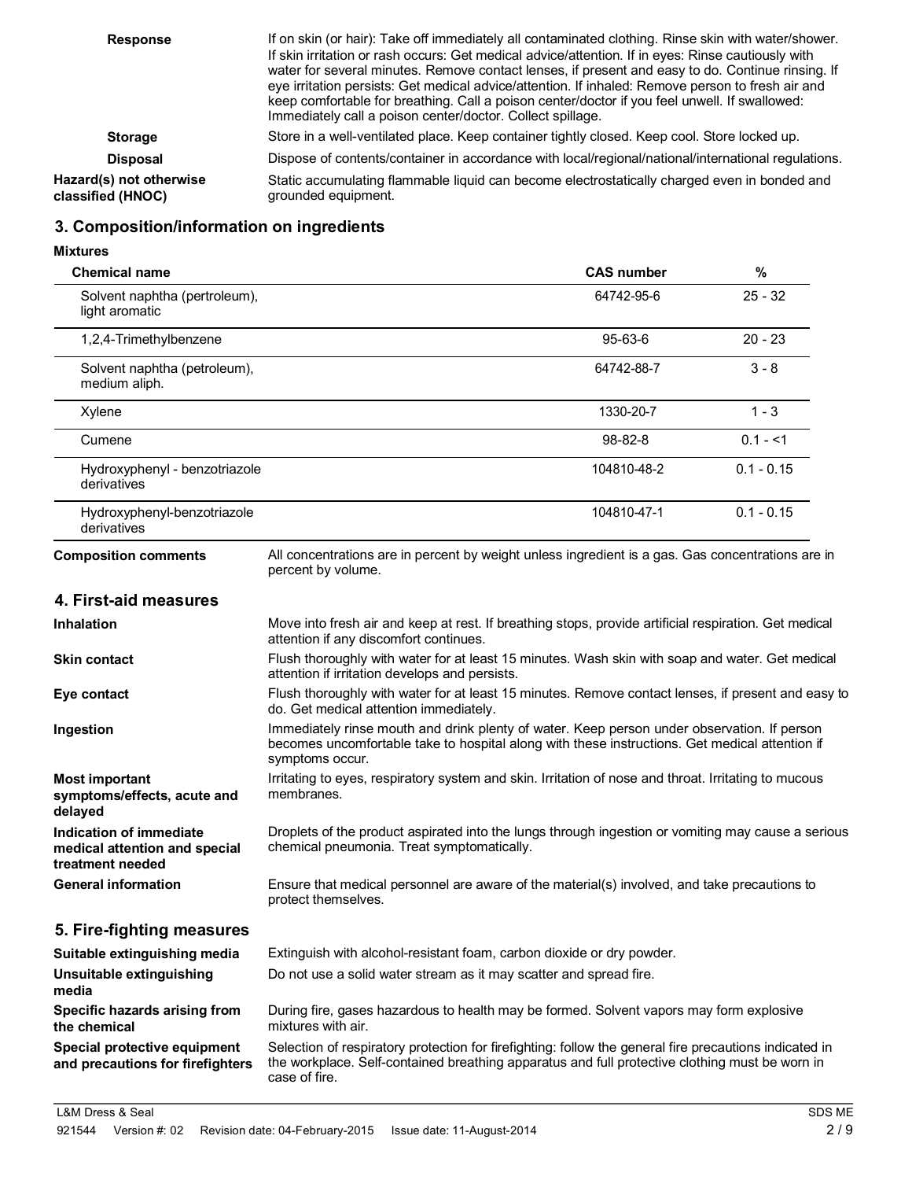**Response** If on skin (or hair): Take off immediately all contaminated clothing. Rinse skin with water/shower. If skin irritation or rash occurs: Get medical advice/attention. If in eyes: Rinse cautiously with water for several minutes. Remove contact lenses, if present and easy to do. Continue rinsing. If eye irritation persists: Get medical advice/attention. If inhaled: Remove person to fresh air and keep comfortable for breathing. Call a poison center/doctor if you feel unwell. If swallowed: Immediately call a poison center/doctor. Collect spillage.

**Storage** Store in a well-ventilated place. Keep container tightly closed. Keep cool. Store locked up.

**Disposal** Dispose of contents/container in accordance with local/regional/national/international regulations.

**Hazard(s) not otherwise classified (HNOC)** Static accumulating flammable liquid can become electrostatically charged even in bonded and grounded equipment.

## 3. Composition/information on ingredients

**Mixtures**

| Chemical name | CAS number | % |
|---|---|---|
| Solvent naphtha (pertroleum), light aromatic | 64742-95-6 | 25 - 32 |
| 1,2,4-Trimethylbenzene | 95-63-6 | 20 - 23 |
| Solvent naphtha (petroleum), medium aliph. | 64742-88-7 | 3 - 8 |
| Xylene | 1330-20-7 | 1 - 3 |
| Cumene | 98-82-8 | 0.1 - <1 |
| Hydroxyphenyl - benzotriazole derivatives | 104810-48-2 | 0.1 - 0.15 |
| Hydroxyphenyl-benzotriazole derivatives | 104810-47-1 | 0.1 - 0.15 |

**Composition comments** All concentrations are in percent by weight unless ingredient is a gas. Gas concentrations are in percent by volume.

## 4. First-aid measures

**Inhalation** Move into fresh air and keep at rest. If breathing stops, provide artificial respiration. Get medical attention if any discomfort continues.

**Skin contact** Flush thoroughly with water for at least 15 minutes. Wash skin with soap and water. Get medical attention if irritation develops and persists.

**Eye contact** Flush thoroughly with water for at least 15 minutes. Remove contact lenses, if present and easy to do. Get medical attention immediately.

**Ingestion** Immediately rinse mouth and drink plenty of water. Keep person under observation. If person becomes uncomfortable take to hospital along with these instructions. Get medical attention if symptoms occur.

**Most important symptoms/effects, acute and delayed** Irritating to eyes, respiratory system and skin. Irritation of nose and throat. Irritating to mucous membranes.

**Indication of immediate medical attention and special treatment needed** Droplets of the product aspirated into the lungs through ingestion or vomiting may cause a serious chemical pneumonia. Treat symptomatically.

**General information** Ensure that medical personnel are aware of the material(s) involved, and take precautions to protect themselves.

## 5. Fire-fighting measures

**Suitable extinguishing media** Extinguish with alcohol-resistant foam, carbon dioxide or dry powder.

**Unsuitable extinguishing media** Do not use a solid water stream as it may scatter and spread fire.

**Specific hazards arising from the chemical** During fire, gases hazardous to health may be formed. Solvent vapors may form explosive mixtures with air.

**Special protective equipment and precautions for firefighters** Selection of respiratory protection for firefighting: follow the general fire precautions indicated in the workplace. Self-contained breathing apparatus and full protective clothing must be worn in case of fire.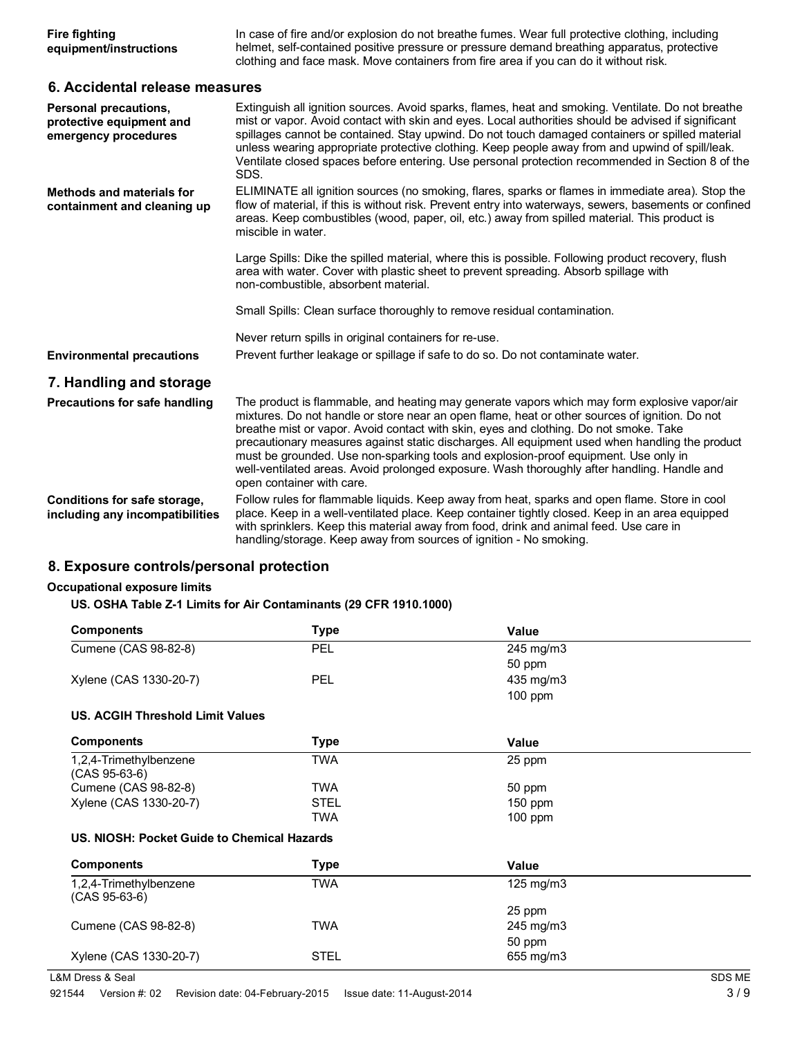**Fire fighting equipment/instructions**

In case of fire and/or explosion do not breathe fumes. Wear full protective clothing, including helmet, self-contained positive pressure or pressure demand breathing apparatus, protective clothing and face mask. Move containers from fire area if you can do it without risk.

## 6. Accidental release measures

**Personal precautions, protective equipment and emergency procedures**

Extinguish all ignition sources. Avoid sparks, flames, heat and smoking. Ventilate. Do not breathe mist or vapor. Avoid contact with skin and eyes. Local authorities should be advised if significant spillages cannot be contained. Stay upwind. Do not touch damaged containers or spilled material unless wearing appropriate protective clothing. Keep people away from and upwind of spill/leak. Ventilate closed spaces before entering. Use personal protection recommended in Section 8 of the SDS.

**Methods and materials for containment and cleaning up**

ELIMINATE all ignition sources (no smoking, flares, sparks or flames in immediate area). Stop the flow of material, if this is without risk. Prevent entry into waterways, sewers, basements or confined areas. Keep combustibles (wood, paper, oil, etc.) away from spilled material. This product is miscible in water.

Large Spills: Dike the spilled material, where this is possible. Following product recovery, flush area with water. Cover with plastic sheet to prevent spreading. Absorb spillage with non-combustible, absorbent material.

Small Spills: Clean surface thoroughly to remove residual contamination.

Never return spills in original containers for re-use.

**Environmental precautions**

Prevent further leakage or spillage if safe to do so. Do not contaminate water.

## 7. Handling and storage

**Precautions for safe handling**

The product is flammable, and heating may generate vapors which may form explosive vapor/air mixtures. Do not handle or store near an open flame, heat or other sources of ignition. Do not breathe mist or vapor. Avoid contact with skin, eyes and clothing. Do not smoke. Take precautionary measures against static discharges. All equipment used when handling the product must be grounded. Use non-sparking tools and explosion-proof equipment. Use only in well-ventilated areas. Avoid prolonged exposure. Wash thoroughly after handling. Handle and open container with care.

**Conditions for safe storage, including any incompatibilities**

Follow rules for flammable liquids. Keep away from heat, sparks and open flame. Store in cool place. Keep in a well-ventilated place. Keep container tightly closed. Keep in an area equipped with sprinklers. Keep this material away from food, drink and animal feed. Use care in handling/storage. Keep away from sources of ignition - No smoking.

## 8. Exposure controls/personal protection

**Occupational exposure limits**

**US. OSHA Table Z-1 Limits for Air Contaminants (29 CFR 1910.1000)**

| Components | Type | Value |
|---|---|---|
| Cumene (CAS 98-82-8) | PEL | 245 mg/m3 |
| | | 50 ppm |
| Xylene (CAS 1330-20-7) | PEL | 435 mg/m3 |
| | | 100 ppm |

**US. ACGIH Threshold Limit Values**

| Components | Type | Value |
|---|---|---|
| 1,2,4-Trimethylbenzene (CAS 95-63-6) | TWA | 25 ppm |
| Cumene (CAS 98-82-8) | TWA | 50 ppm |
| Xylene (CAS 1330-20-7) | STEL | 150 ppm |
| | TWA | 100 ppm |

**US. NIOSH: Pocket Guide to Chemical Hazards**

| Components | Type | Value |
|---|---|---|
| 1,2,4-Trimethylbenzene (CAS 95-63-6) | TWA | 125 mg/m3 |
| | | 25 ppm |
| Cumene (CAS 98-82-8) | TWA | 245 mg/m3 |
| | | 50 ppm |
| Xylene (CAS 1330-20-7) | STEL | 655 mg/m3 |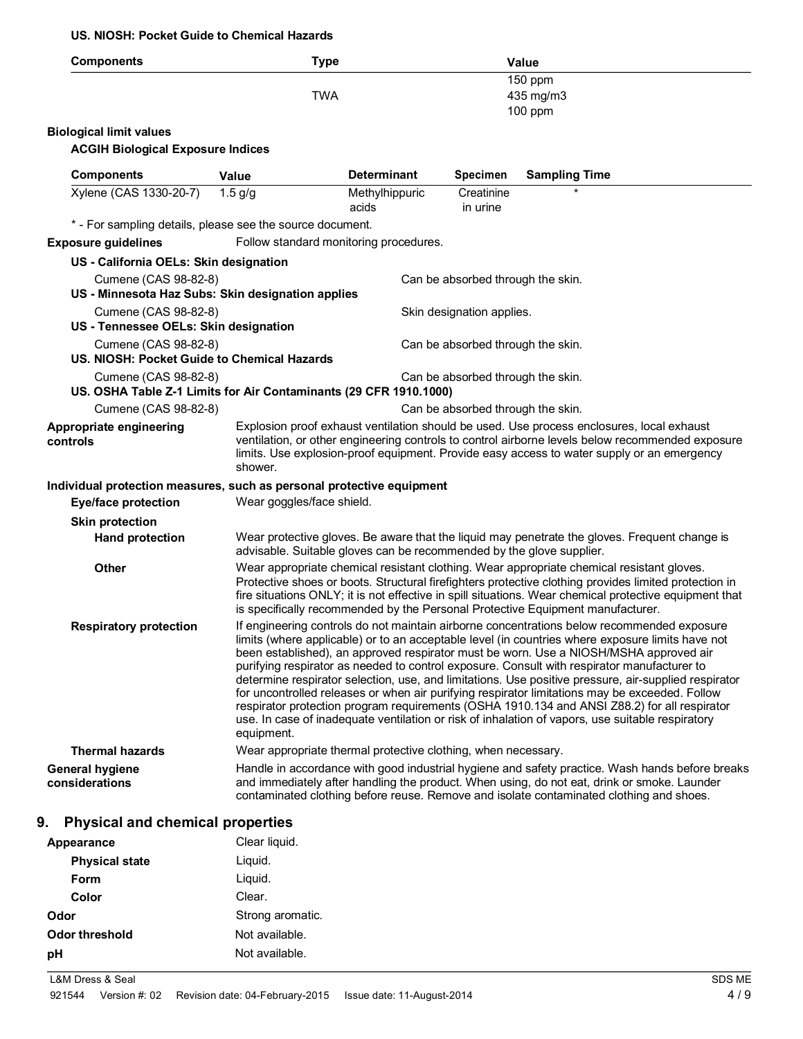**US. NIOSH: Pocket Guide to Chemical Hazards**

| Components | Type | Value |
|---|---|---|
| | | 150 ppm |
| | TWA | 435 mg/m3 |
| | | 100 ppm |

**Biological limit values**

**ACGIH Biological Exposure Indices**

| Components | Value | Determinant | Specimen | Sampling Time |
|---|---|---|---|---|
| Xylene (CAS 1330-20-7) | 1.5 g/g | Methylhippuric acids | Creatinine in urine | * |

\* - For sampling details, please see the source document.

**Exposure guidelines** Follow standard monitoring procedures.

**US - California OELs: Skin designation**

| | |
|---|---|
| Cumene (CAS 98-82-8) | Can be absorbed through the skin. |

**US - Minnesota Haz Subs: Skin designation applies**

| | |
|---|---|
| Cumene (CAS 98-82-8) | Skin designation applies. |

**US - Tennessee OELs: Skin designation**

| | |
|---|---|
| Cumene (CAS 98-82-8) | Can be absorbed through the skin. |

**US. NIOSH: Pocket Guide to Chemical Hazards**

| | |
|---|---|
| Cumene (CAS 98-82-8) | Can be absorbed through the skin. |

**US. OSHA Table Z-1 Limits for Air Contaminants (29 CFR 1910.1000)**

| | |
|---|---|
| Cumene (CAS 98-82-8) | Can be absorbed through the skin. |

**Appropriate engineering controls** Explosion proof exhaust ventilation should be used. Use process enclosures, local exhaust ventilation, or other engineering controls to control airborne levels below recommended exposure limits. Use explosion-proof equipment. Provide easy access to water supply or an emergency shower.

**Individual protection measures, such as personal protective equipment**

**Eye/face protection** Wear goggles/face shield.

**Skin protection**

**Hand protection** Wear protective gloves. Be aware that the liquid may penetrate the gloves. Frequent change is advisable. Suitable gloves can be recommended by the glove supplier.

**Other** Wear appropriate chemical resistant clothing. Wear appropriate chemical resistant gloves. Protective shoes or boots. Structural firefighters protective clothing provides limited protection in fire situations ONLY; it is not effective in spill situations. Wear chemical protective equipment that is specifically recommended by the Personal Protective Equipment manufacturer.

**Respiratory protection** If engineering controls do not maintain airborne concentrations below recommended exposure limits (where applicable) or to an acceptable level (in countries where exposure limits have not been established), an approved respirator must be worn. Use a NIOSH/MSHA approved air purifying respirator as needed to control exposure. Consult with respirator manufacturer to determine respirator selection, use, and limitations. Use positive pressure, air-supplied respirator for uncontrolled releases or when air purifying respirator limitations may be exceeded. Follow respirator protection program requirements (OSHA 1910.134 and ANSI Z88.2) for all respirator use. In case of inadequate ventilation or risk of inhalation of vapors, use suitable respiratory equipment.

**Thermal hazards** Wear appropriate thermal protective clothing, when necessary.

**General hygiene considerations** Handle in accordance with good industrial hygiene and safety practice. Wash hands before breaks and immediately after handling the product. When using, do not eat, drink or smoke. Launder contaminated clothing before reuse. Remove and isolate contaminated clothing and shoes.

## 9. Physical and chemical properties

| | |
|---|---|
| **Appearance** | Clear liquid. |
| **Physical state** | Liquid. |
| **Form** | Liquid. |
| **Color** | Clear. |
| **Odor** | Strong aromatic. |
| **Odor threshold** | Not available. |
| **pH** | Not available. |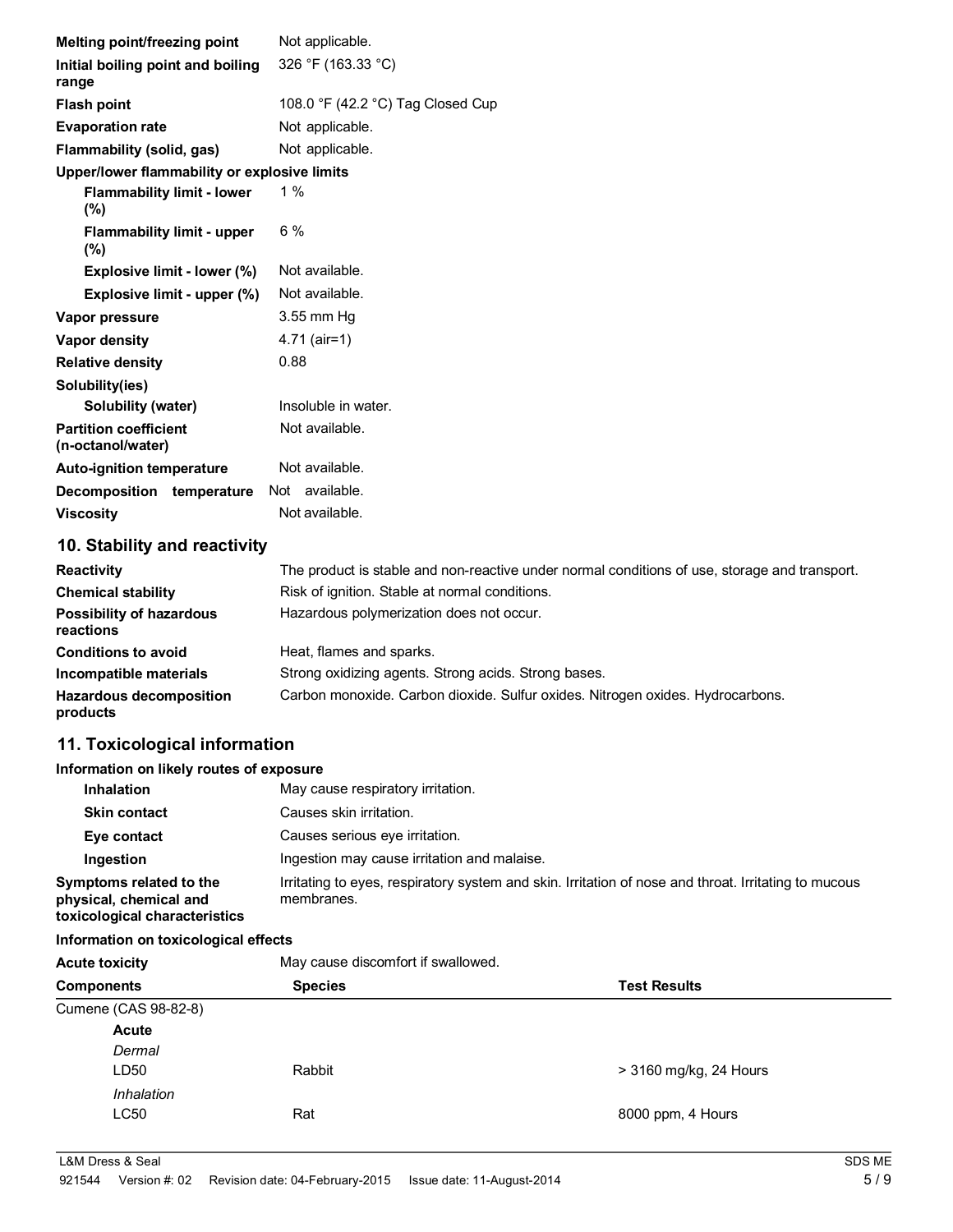| | |
|---|---|
| **Melting point/freezing point** | Not applicable. |
| **Initial boiling point and boiling range** | 326 °F (163.33 °C) |
| **Flash point** | 108.0 °F (42.2 °C) Tag Closed Cup |
| **Evaporation rate** | Not applicable. |
| **Flammability (solid, gas)** | Not applicable. |
| **Upper/lower flammability or explosive limits** | |
| **Flammability limit - lower (%)** | 1 % |
| **Flammability limit - upper (%)** | 6 % |
| **Explosive limit - lower (%)** | Not available. |
| **Explosive limit - upper (%)** | Not available. |
| **Vapor pressure** | 3.55 mm Hg |
| **Vapor density** | 4.71 (air=1) |
| **Relative density** | 0.88 |
| **Solubility(ies)** | |
| **Solubility (water)** | Insoluble in water. |
| **Partition coefficient (n-octanol/water)** | Not available. |
| **Auto-ignition temperature** | Not available. |
| **Decomposition temperature** | Not available. |
| **Viscosity** | Not available. |

## 10. Stability and reactivity

| | |
|---|---|
| **Reactivity** | The product is stable and non-reactive under normal conditions of use, storage and transport. |
| **Chemical stability** | Risk of ignition. Stable at normal conditions. |
| **Possibility of hazardous reactions** | Hazardous polymerization does not occur. |
| **Conditions to avoid** | Heat, flames and sparks. |
| **Incompatible materials** | Strong oxidizing agents. Strong acids. Strong bases. |
| **Hazardous decomposition products** | Carbon monoxide. Carbon dioxide. Sulfur oxides. Nitrogen oxides. Hydrocarbons. |

## 11. Toxicological information

**Information on likely routes of exposure**

| | |
|---|---|
| **Inhalation** | May cause respiratory irritation. |
| **Skin contact** | Causes skin irritation. |
| **Eye contact** | Causes serious eye irritation. |
| **Ingestion** | Ingestion may cause irritation and malaise. |
| **Symptoms related to the physical, chemical and toxicological characteristics** | Irritating to eyes, respiratory system and skin. Irritation of nose and throat. Irritating to mucous membranes. |

**Information on toxicological effects**

**Acute toxicity** May cause discomfort if swallowed.

| Components | Species | Test Results |
|---|---|---|
| Cumene (CAS 98-82-8) | | |
| **Acute** | | |
| *Dermal* | | |
| LD50 | Rabbit | > 3160 mg/kg, 24 Hours |
| *Inhalation* | | |
| LC50 | Rat | 8000 ppm, 4 Hours |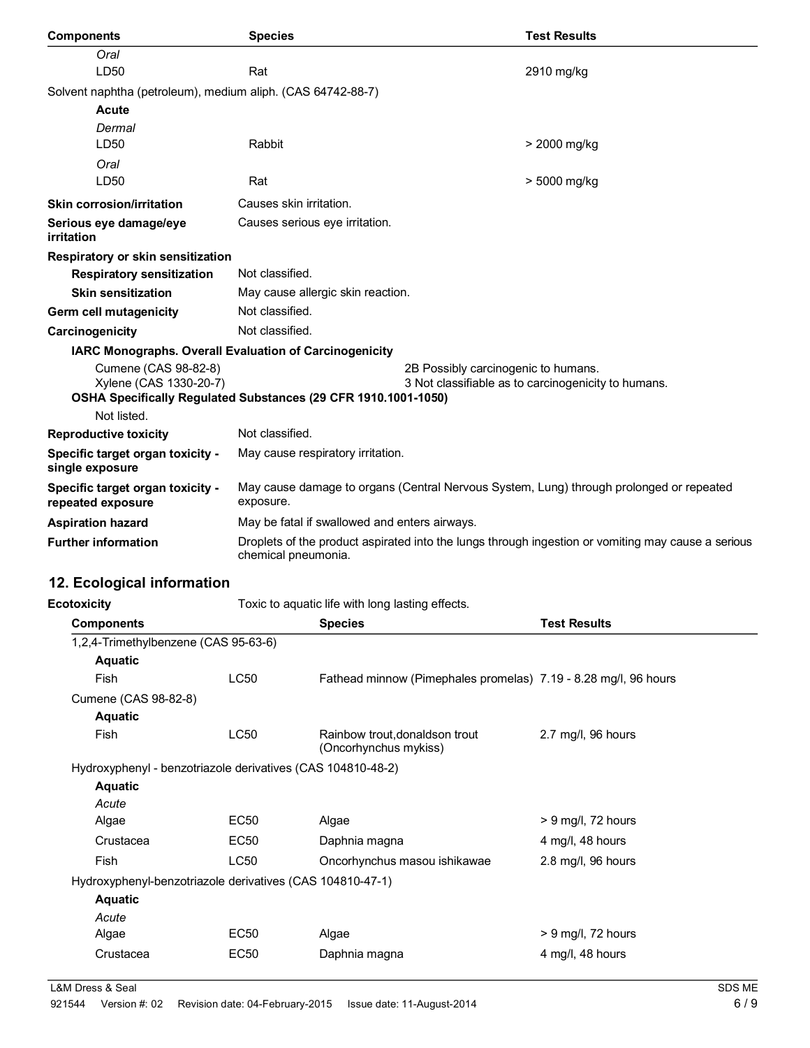| Components | Species | Test Results |
| --- | --- | --- |
| *Oral* | | |
| LD50 | Rat | 2910 mg/kg |
| Solvent naphtha (petroleum), medium aliph. (CAS 64742-88-7) | | |
| **Acute** | | |
| *Dermal* | | |
| LD50 | Rabbit | > 2000 mg/kg |
| *Oral* | | |
| LD50 | Rat | > 5000 mg/kg |

**Skin corrosion/irritation** Causes skin irritation.

**Serious eye damage/eye irritation** Causes serious eye irritation.

**Respiratory or skin sensitization**

**Respiratory sensitization** Not classified.

**Skin sensitization** May cause allergic skin reaction.

**Germ cell mutagenicity** Not classified.

**Carcinogenicity** Not classified.

**IARC Monographs. Overall Evaluation of Carcinogenicity**

| | |
| --- | --- |
| Cumene (CAS 98-82-8) | 2B Possibly carcinogenic to humans. |
| Xylene (CAS 1330-20-7) | 3 Not classifiable as to carcinogenicity to humans. |

**OSHA Specifically Regulated Substances (29 CFR 1910.1001-1050)**

Not listed.

**Reproductive toxicity** Not classified.

**Specific target organ toxicity - single exposure** May cause respiratory irritation.

**Specific target organ toxicity - repeated exposure** May cause damage to organs (Central Nervous System, Lung) through prolonged or repeated exposure.

**Aspiration hazard** May be fatal if swallowed and enters airways.

**Further information** Droplets of the product aspirated into the lungs through ingestion or vomiting may cause a serious chemical pneumonia.

## 12. Ecological information

**Ecotoxicity** Toxic to aquatic life with long lasting effects.

| Components | | Species | Test Results |
| --- | --- | --- | --- |
| 1,2,4-Trimethylbenzene (CAS 95-63-6) | | | |
| **Aquatic** | | | |
| Fish | LC50 | Fathead minnow (Pimephales promelas) | 7.19 - 8.28 mg/l, 96 hours |
| Cumene (CAS 98-82-8) | | | |
| **Aquatic** | | | |
| Fish | LC50 | Rainbow trout,donaldson trout (Oncorhynchus mykiss) | 2.7 mg/l, 96 hours |
| Hydroxyphenyl - benzotriazole derivatives (CAS 104810-48-2) | | | |
| **Aquatic** | | | |
| *Acute* | | | |
| Algae | EC50 | Algae | > 9 mg/l, 72 hours |
| Crustacea | EC50 | Daphnia magna | 4 mg/l, 48 hours |
| Fish | LC50 | Oncorhynchus masou ishikawae | 2.8 mg/l, 96 hours |
| Hydroxyphenyl-benzotriazole derivatives (CAS 104810-47-1) | | | |
| **Aquatic** | | | |
| *Acute* | | | |
| Algae | EC50 | Algae | > 9 mg/l, 72 hours |
| Crustacea | EC50 | Daphnia magna | 4 mg/l, 48 hours |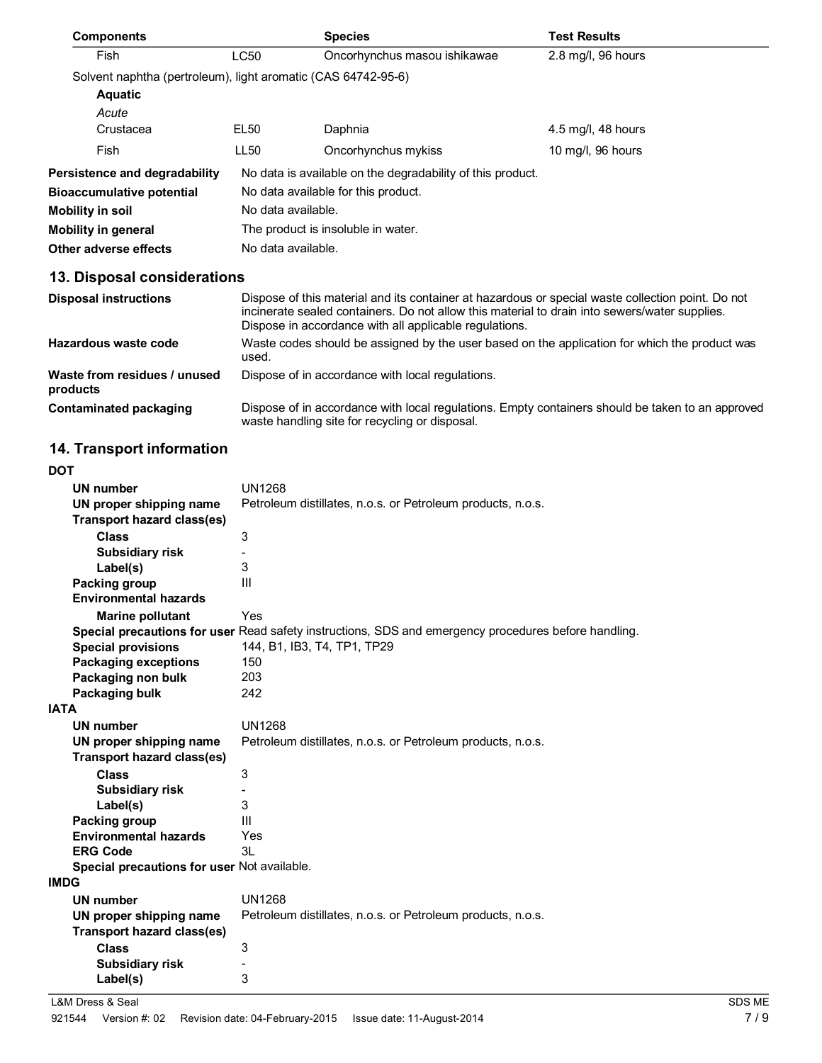| Components | | Species | Test Results |
|---|---|---|---|
| Fish | LC50 | Oncorhynchus masou ishikawae | 2.8 mg/l, 96 hours |
| Solvent naphtha (petroleum), light aromatic (CAS 64742-95-6) | | | |
| **Aquatic** | | | |
| *Acute* | | | |
| Crustacea | EL50 | Daphnia | 4.5 mg/l, 48 hours |
| Fish | LL50 | Oncorhynchus mykiss | 10 mg/l, 96 hours |

**Persistence and degradability** No data is available on the degradability of this product.

**Bioaccumulative potential** No data available for this product.

**Mobility in soil** No data available.

**Mobility in general** The product is insoluble in water.

**Other adverse effects** No data available.

## 13. Disposal considerations

**Disposal instructions** Dispose of this material and its container at hazardous or special waste collection point. Do not incinerate sealed containers. Do not allow this material to drain into sewers/water supplies. Dispose in accordance with all applicable regulations.

**Hazardous waste code** Waste codes should be assigned by the user based on the application for which the product was used.

**Waste from residues / unused products** Dispose of in accordance with local regulations.

**Contaminated packaging** Dispose of in accordance with local regulations. Empty containers should be taken to an approved waste handling site for recycling or disposal.

## 14. Transport information

**DOT**

- **UN number** UN1268
- **UN proper shipping name** Petroleum distillates, n.o.s. or Petroleum products, n.o.s.
- **Transport hazard class(es)**
  - **Class** 3
  - **Subsidiary risk** -
  - **Label(s)** 3
- **Packing group** III
- **Environmental hazards**
  - **Marine pollutant** Yes
- **Special precautions for user** Read safety instructions, SDS and emergency procedures before handling.
- **Special provisions** 144, B1, IB3, T4, TP1, TP29
- **Packaging exceptions** 150
- **Packaging non bulk** 203
- **Packaging bulk** 242

**IATA**

- **UN number** UN1268
- **UN proper shipping name** Petroleum distillates, n.o.s. or Petroleum products, n.o.s.
- **Transport hazard class(es)**
  - **Class** 3
  - **Subsidiary risk** -
  - **Label(s)** 3
- **Packing group** III
- **Environmental hazards** Yes
- **ERG Code** 3L
- **Special precautions for user** Not available.

**IMDG**

- **UN number** UN1268
- **UN proper shipping name** Petroleum distillates, n.o.s. or Petroleum products, n.o.s.
- **Transport hazard class(es)**
  - **Class** 3
  - **Subsidiary risk** -
  - **Label(s)** 3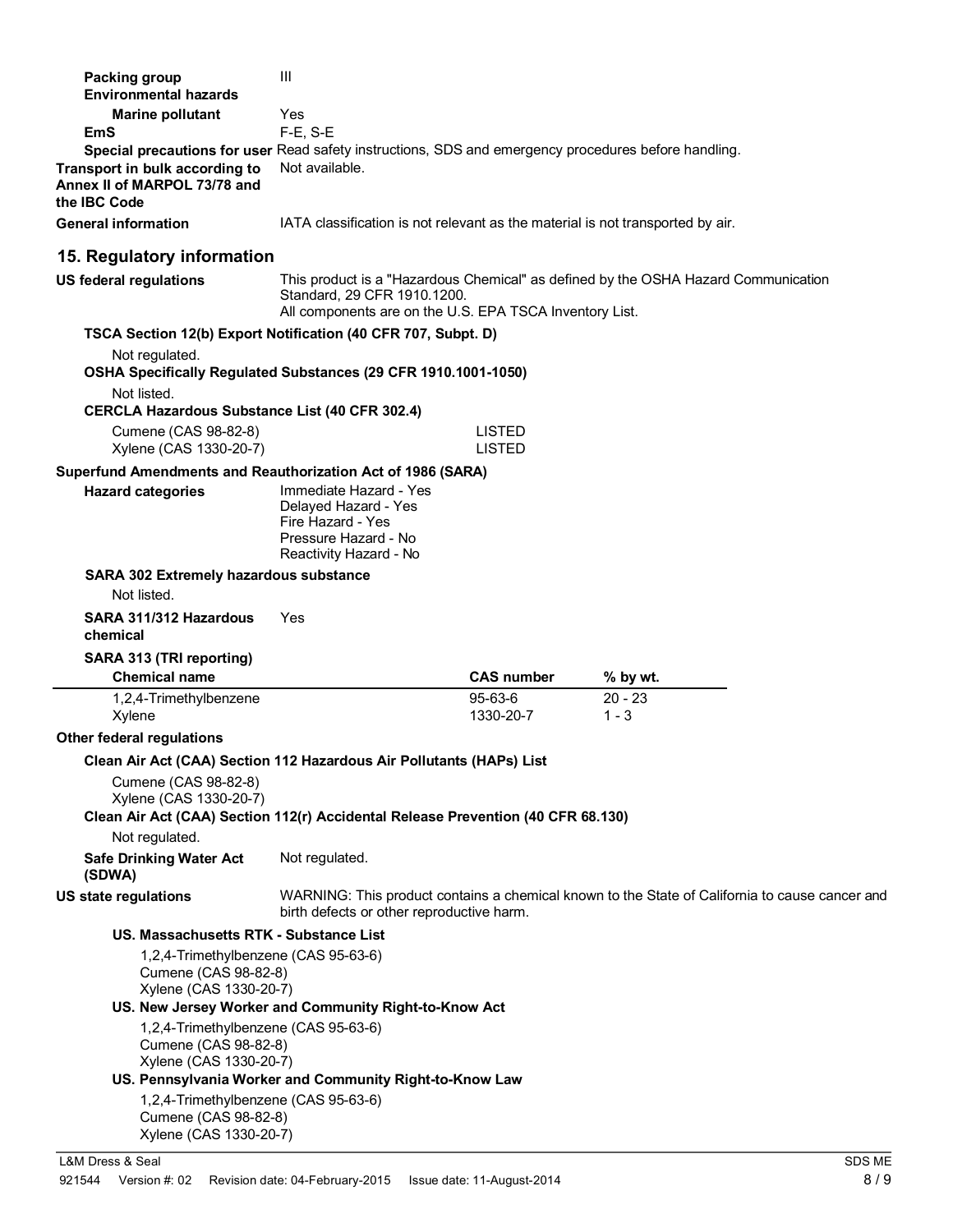**Packing group** III

**Environmental hazards**

**Marine pollutant** Yes

**EmS** F-E, S-E

**Special precautions for user** Read safety instructions, SDS and emergency procedures before handling.

**Transport in bulk according to Annex II of MARPOL 73/78 and the IBC Code** Not available.

**General information** IATA classification is not relevant as the material is not transported by air.

## 15. Regulatory information

**US federal regulations** This product is a "Hazardous Chemical" as defined by the OSHA Hazard Communication Standard, 29 CFR 1910.1200.
All components are on the U.S. EPA TSCA Inventory List.

**TSCA Section 12(b) Export Notification (40 CFR 707, Subpt. D)**

Not regulated.

**OSHA Specifically Regulated Substances (29 CFR 1910.1001-1050)**

Not listed.

**CERCLA Hazardous Substance List (40 CFR 302.4)**

| | |
|---|---|
| Cumene (CAS 98-82-8) | LISTED |
| Xylene (CAS 1330-20-7) | LISTED |

**Superfund Amendments and Reauthorization Act of 1986 (SARA)**

**Hazard categories**
Immediate Hazard - Yes
Delayed Hazard - Yes
Fire Hazard - Yes
Pressure Hazard - No
Reactivity Hazard - No

**SARA 302 Extremely hazardous substance**

Not listed.

**SARA 311/312 Hazardous chemical** Yes

**SARA 313 (TRI reporting)**

| Chemical name | CAS number | % by wt. |
|---|---|---|
| 1,2,4-Trimethylbenzene | 95-63-6 | 20 - 23 |
| Xylene | 1330-20-7 | 1 - 3 |

**Other federal regulations**

**Clean Air Act (CAA) Section 112 Hazardous Air Pollutants (HAPs) List**

Cumene (CAS 98-82-8)
Xylene (CAS 1330-20-7)

**Clean Air Act (CAA) Section 112(r) Accidental Release Prevention (40 CFR 68.130)**

Not regulated.

**Safe Drinking Water Act (SDWA)** Not regulated.

**US state regulations** WARNING: This product contains a chemical known to the State of California to cause cancer and birth defects or other reproductive harm.

**US. Massachusetts RTK - Substance List**

1,2,4-Trimethylbenzene (CAS 95-63-6)
Cumene (CAS 98-82-8)
Xylene (CAS 1330-20-7)

**US. New Jersey Worker and Community Right-to-Know Act**

1,2,4-Trimethylbenzene (CAS 95-63-6)
Cumene (CAS 98-82-8)
Xylene (CAS 1330-20-7)

**US. Pennsylvania Worker and Community Right-to-Know Law**

1,2,4-Trimethylbenzene (CAS 95-63-6)
Cumene (CAS 98-82-8)
Xylene (CAS 1330-20-7)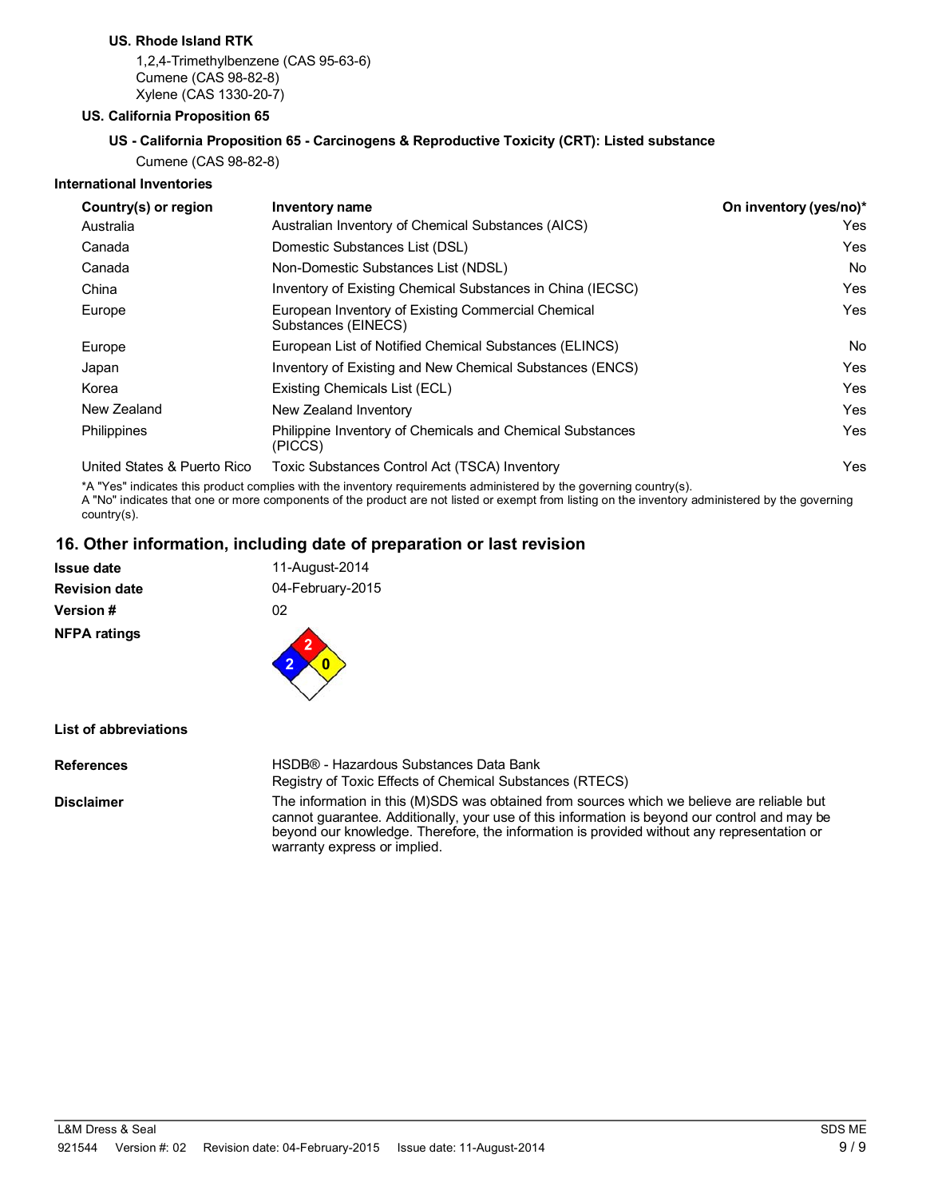**US. Rhode Island RTK**

1,2,4-Trimethylbenzene (CAS 95-63-6)
Cumene (CAS 98-82-8)
Xylene (CAS 1330-20-7)

**US. California Proposition 65**

**US - California Proposition 65 - Carcinogens & Reproductive Toxicity (CRT): Listed substance**

Cumene (CAS 98-82-8)

**International Inventories**

| Country(s) or region | Inventory name | On inventory (yes/no)* |
|---|---|---|
| Australia | Australian Inventory of Chemical Substances (AICS) | Yes |
| Canada | Domestic Substances List (DSL) | Yes |
| Canada | Non-Domestic Substances List (NDSL) | No |
| China | Inventory of Existing Chemical Substances in China (IECSC) | Yes |
| Europe | European Inventory of Existing Commercial Chemical Substances (EINECS) | Yes |
| Europe | European List of Notified Chemical Substances (ELINCS) | No |
| Japan | Inventory of Existing and New Chemical Substances (ENCS) | Yes |
| Korea | Existing Chemicals List (ECL) | Yes |
| New Zealand | New Zealand Inventory | Yes |
| Philippines | Philippine Inventory of Chemicals and Chemical Substances (PICCS) | Yes |
| United States & Puerto Rico | Toxic Substances Control Act (TSCA) Inventory | Yes |

*A "Yes" indicates this product complies with the inventory requirements administered by the governing country(s).
A "No" indicates that one or more components of the product are not listed or exempt from listing on the inventory administered by the governing country(s).

## 16. Other information, including date of preparation or last revision

**Issue date** 11-August-2014

**Revision date** 04-February-2015

**Version #** 02

**NFPA ratings**

2
2 0

**List of abbreviations**

**References** HSDB® - Hazardous Substances Data Bank
Registry of Toxic Effects of Chemical Substances (RTECS)

**Disclaimer** The information in this (M)SDS was obtained from sources which we believe are reliable but cannot guarantee. Additionally, your use of this information is beyond our control and may be beyond our knowledge. Therefore, the information is provided without any representation or warranty express or implied.